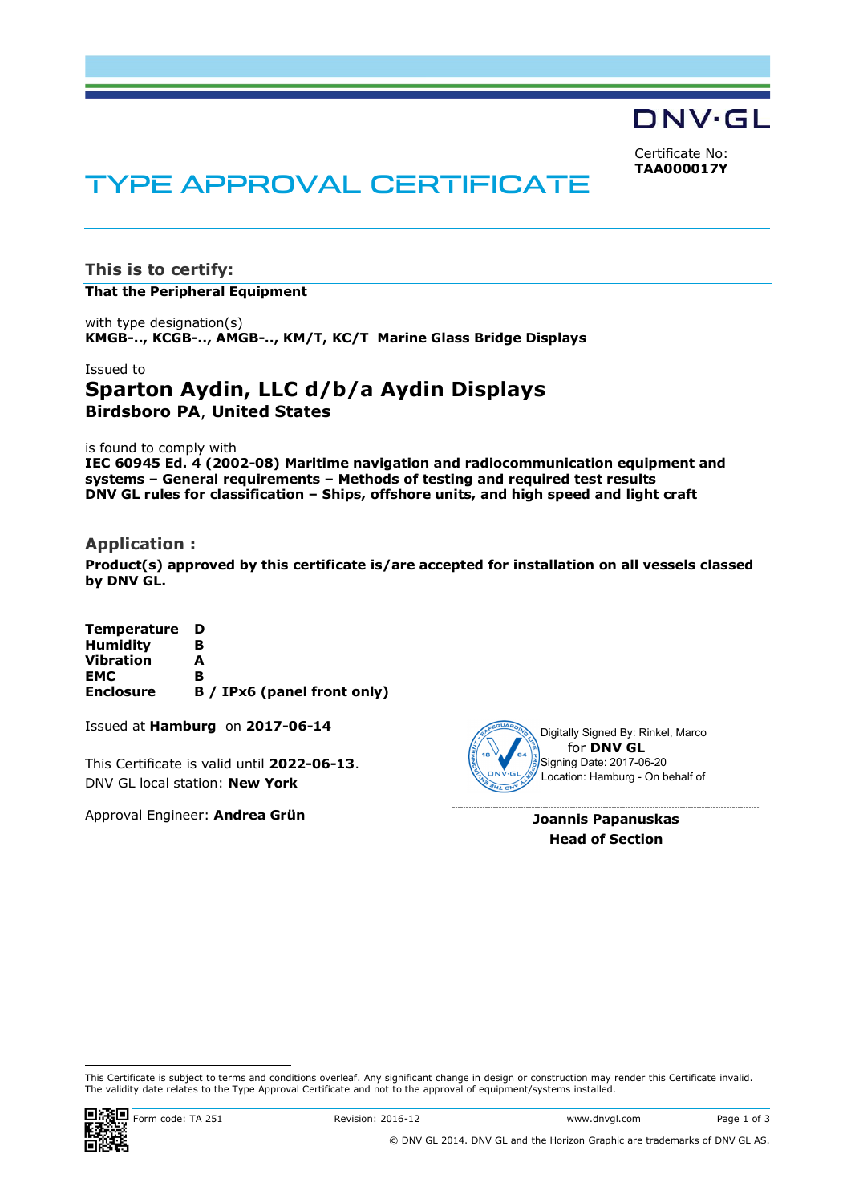DNV·GL

Certificate No:
**TAA000017Y**

# TYPE APPROVAL CERTIFICATE

## This is to certify:

**That the Peripheral Equipment**

with type designation(s)
**KMGB-.., KCGB-.., AMGB-.., KM/T, KC/T Marine Glass Bridge Displays**

Issued to
**Sparton Aydin, LLC d/b/a Aydin Displays**
**Birdsboro PA, United States**

is found to comply with
**IEC 60945 Ed. 4 (2002-08) Maritime navigation and radiocommunication equipment and systems – General requirements – Methods of testing and required test results**
**DNV GL rules for classification – Ships, offshore units, and high speed and light craft**

## Application :

**Product(s) approved by this certificate is/are accepted for installation on all vessels classed by DNV GL.**

| | |
|---|---|
| **Temperature** | **D** |
| **Humidity** | **B** |
| **Vibration** | **A** |
| **EMC** | **B** |
| **Enclosure** | **B / IPx6 (panel front only)** |

Issued at **Hamburg** on **2017-06-14**

This Certificate is valid until **2022-06-13**.
DNV GL local station: **New York**

Approval Engineer: **Andrea Grün**

Digitally Signed By: Rinkel, Marco
for **DNV GL**
Signing Date: 2017-06-20
Location: Hamburg - On behalf of

**Joannis Papanuskas**
**Head of Section**

This Certificate is subject to terms and conditions overleaf. Any significant change in design or construction may render this Certificate invalid.
The validity date relates to the Type Approval Certificate and not to the approval of equipment/systems installed.

Form code: TA 251 Revision: 2016-12 www.dnvgl.com

© DNV GL 2014. DNV GL and the Horizon Graphic are trademarks of DNV GL AS.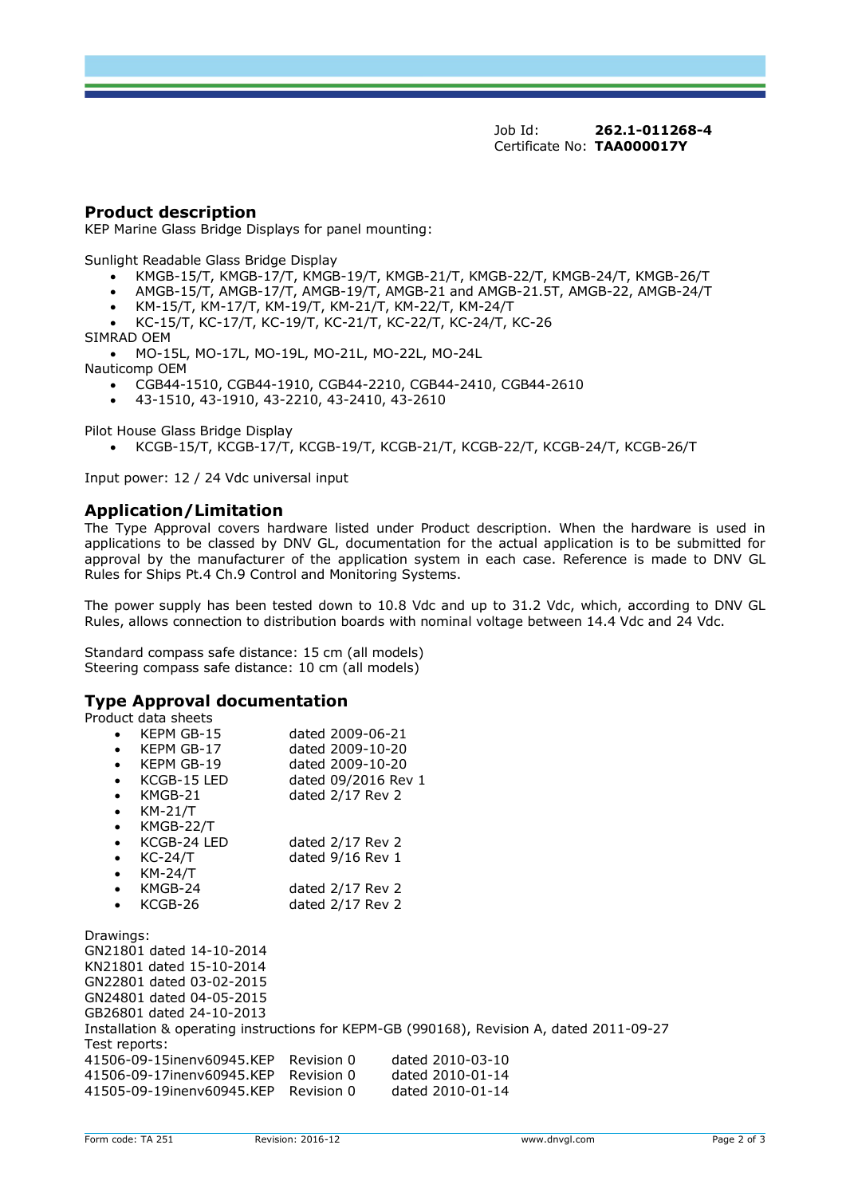Job Id: **262.1-011268-4**
Certificate No: **TAA000017Y**

## Product description

KEP Marine Glass Bridge Displays for panel mounting:

Sunlight Readable Glass Bridge Display

- KMGB-15/T, KMGB-17/T, KMGB-19/T, KMGB-21/T, KMGB-22/T, KMGB-24/T, KMGB-26/T
- AMGB-15/T, AMGB-17/T, AMGB-19/T, AMGB-21 and AMGB-21.5T, AMGB-22, AMGB-24/T
- KM-15/T, KM-17/T, KM-19/T, KM-21/T, KM-22/T, KM-24/T
- KC-15/T, KC-17/T, KC-19/T, KC-21/T, KC-22/T, KC-24/T, KC-26

SIMRAD OEM

- MO-15L, MO-17L, MO-19L, MO-21L, MO-22L, MO-24L

Nauticomp OEM

- CGB44-1510, CGB44-1910, CGB44-2210, CGB44-2410, CGB44-2610
- 43-1510, 43-1910, 43-2210, 43-2410, 43-2610

Pilot House Glass Bridge Display

- KCGB-15/T, KCGB-17/T, KCGB-19/T, KCGB-21/T, KCGB-22/T, KCGB-24/T, KCGB-26/T

Input power: 12 / 24 Vdc universal input

## Application/Limitation

The Type Approval covers hardware listed under Product description. When the hardware is used in applications to be classed by DNV GL, documentation for the actual application is to be submitted for approval by the manufacturer of the application system in each case. Reference is made to DNV GL Rules for Ships Pt.4 Ch.9 Control and Monitoring Systems.

The power supply has been tested down to 10.8 Vdc and up to 31.2 Vdc, which, according to DNV GL Rules, allows connection to distribution boards with nominal voltage between 14.4 Vdc and 24 Vdc.

Standard compass safe distance: 15 cm (all models)
Steering compass safe distance: 10 cm (all models)

## Type Approval documentation

Product data sheets

- KEPM GB-15 dated 2009-06-21
- KEPM GB-17 dated 2009-10-20
- KEPM GB-19 dated 2009-10-20
- KCGB-15 LED dated 09/2016 Rev 1
- KMGB-21 dated 2/17 Rev 2
- KM-21/T
- KMGB-22/T
- KCGB-24 LED dated 2/17 Rev 2
- KC-24/T dated 9/16 Rev 1
- KM-24/T
- KMGB-24 dated 2/17 Rev 2
- KCGB-26 dated 2/17 Rev 2

Drawings:
GN21801 dated 14-10-2014
KN21801 dated 15-10-2014
GN22801 dated 03-02-2015
GN24801 dated 04-05-2015
GB26801 dated 24-10-2013
Installation & operating instructions for KEPM-GB (990168), Revision A, dated 2011-09-27
Test reports:
41506-09-15inenv60945.KEP Revision 0 dated 2010-03-10
41506-09-17inenv60945.KEP Revision 0 dated 2010-01-14
41505-09-19inenv60945.KEP Revision 0 dated 2010-01-14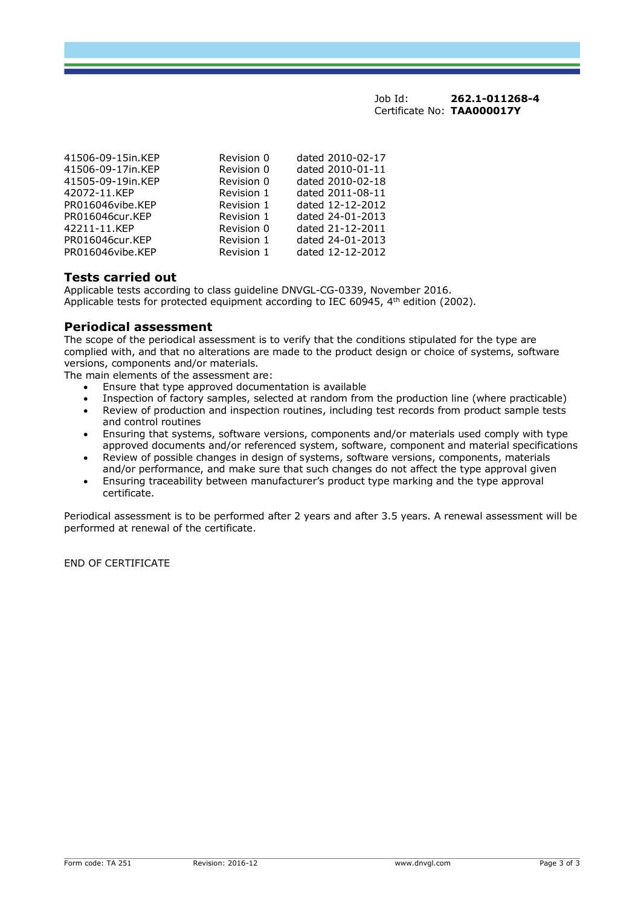Job Id: **262.1-011268-4**
Certificate No: **TAA000017Y**

| | | |
|---|---|---|
| 41506-09-15in.KEP | Revision 0 | dated 2010-02-17 |
| 41506-09-17in.KEP | Revision 0 | dated 2010-01-11 |
| 41505-09-19in.KEP | Revision 0 | dated 2010-02-18 |
| 42072-11.KEP | Revision 1 | dated 2011-08-11 |
| PR016046vibe.KEP | Revision 1 | dated 12-12-2012 |
| PR016046cur.KEP | Revision 1 | dated 24-01-2013 |
| 42211-11.KEP | Revision 0 | dated 21-12-2011 |
| PR016046cur.KEP | Revision 1 | dated 24-01-2013 |
| PR016046vibe.KEP | Revision 1 | dated 12-12-2012 |

## Tests carried out

Applicable tests according to class guideline DNVGL-CG-0339, November 2016.
Applicable tests for protected equipment according to IEC 60945, 4th edition (2002).

## Periodical assessment

The scope of the periodical assessment is to verify that the conditions stipulated for the type are complied with, and that no alterations are made to the product design or choice of systems, software versions, components and/or materials.

The main elements of the assessment are:

- Ensure that type approved documentation is available
- Inspection of factory samples, selected at random from the production line (where practicable)
- Review of production and inspection routines, including test records from product sample tests and control routines
- Ensuring that systems, software versions, components and/or materials used comply with type approved documents and/or referenced system, software, component and material specifications
- Review of possible changes in design of systems, software versions, components, materials and/or performance, and make sure that such changes do not affect the type approval given
- Ensuring traceability between manufacturer's product type marking and the type approval certificate.

Periodical assessment is to be performed after 2 years and after 3.5 years. A renewal assessment will be performed at renewal of the certificate.

END OF CERTIFICATE